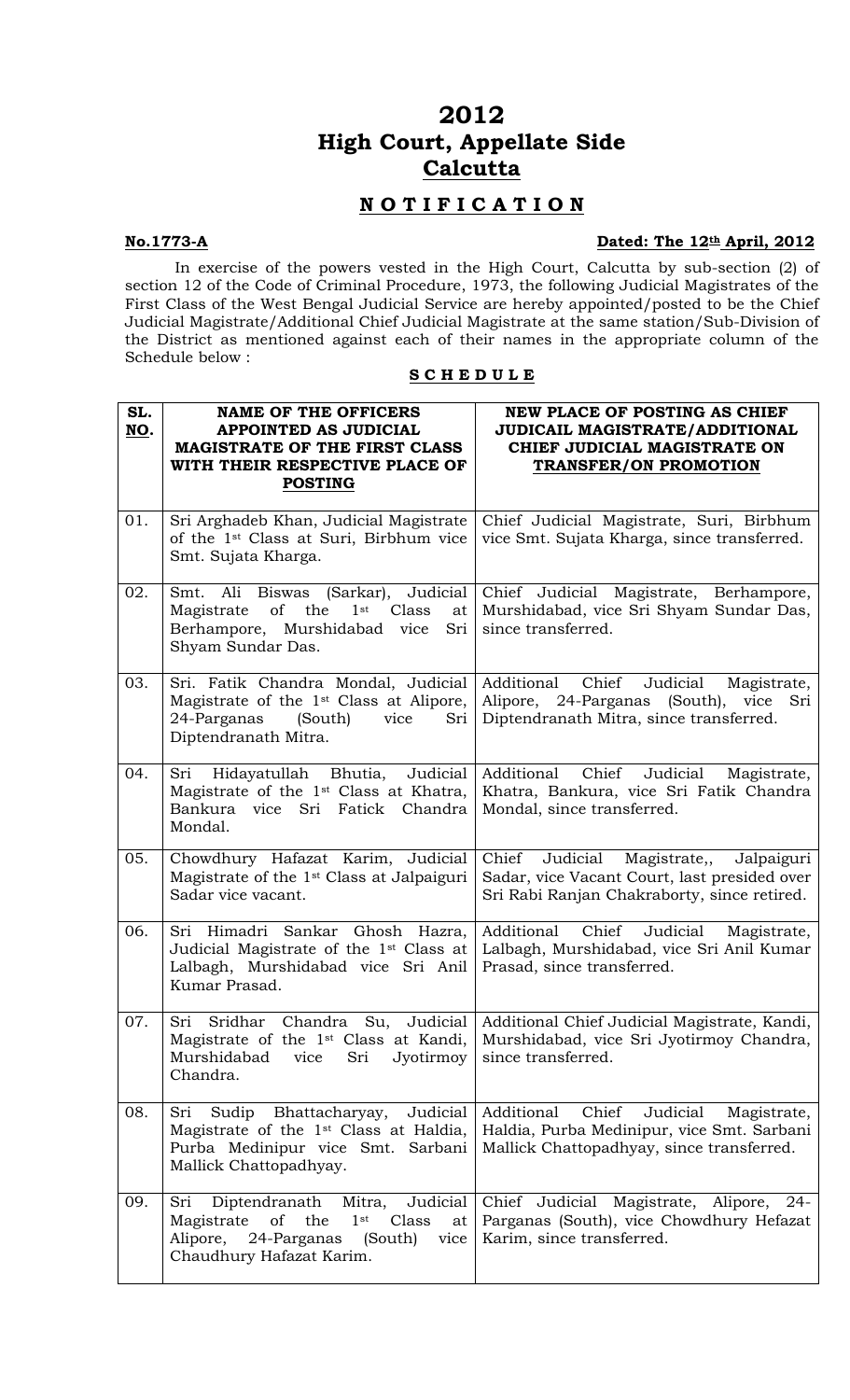# 2012
# High Court, Appellate Side
# Calcutta

## N O T I F I C A T I O N

**No.1773-A** **Dated: The 12th April, 2012**

In exercise of the powers vested in the High Court, Calcutta by sub-section (2) of section 12 of the Code of Criminal Procedure, 1973, the following Judicial Magistrates of the First Class of the West Bengal Judicial Service are hereby appointed/posted to be the Chief Judicial Magistrate/Additional Chief Judicial Magistrate at the same station/Sub-Division of the District as mentioned against each of their names in the appropriate column of the Schedule below :

**S C H E D U L E**

| SL. NO. | NAME OF THE OFFICERS APPOINTED AS JUDICIAL MAGISTRATE OF THE FIRST CLASS WITH THEIR RESPECTIVE PLACE OF POSTING | NEW PLACE OF POSTING AS CHIEF JUDICAIL MAGISTRATE/ADDITIONAL CHIEF JUDICIAL MAGISTRATE ON TRANSFER/ON PROMOTION |
|---|---|---|
| 01. | Sri Arghadeb Khan, Judicial Magistrate of the 1st Class at Suri, Birbhum vice Smt. Sujata Kharga. | Chief Judicial Magistrate, Suri, Birbhum vice Smt. Sujata Kharga, since transferred. |
| 02. | Smt. Ali Biswas (Sarkar), Judicial Magistrate of the 1st Class at Berhampore, Murshidabad vice Sri Shyam Sundar Das. | Chief Judicial Magistrate, Berhampore, Murshidabad, vice Sri Shyam Sundar Das, since transferred. |
| 03. | Sri. Fatik Chandra Mondal, Judicial Magistrate of the 1st Class at Alipore, 24-Parganas (South) vice Sri Diptendranath Mitra. | Additional Chief Judicial Magistrate, Alipore, 24-Parganas (South), vice Sri Diptendranath Mitra, since transferred. |
| 04. | Sri Hidayatullah Bhutia, Judicial Magistrate of the 1st Class at Khatra, Bankura vice Sri Fatick Chandra Mondal. | Additional Chief Judicial Magistrate, Khatra, Bankura, vice Sri Fatik Chandra Mondal, since transferred. |
| 05. | Chowdhury Hafazat Karim, Judicial Magistrate of the 1st Class at Jalpaiguri Sadar vice vacant. | Chief Judicial Magistrate,, Jalpaiguri Sadar, vice Vacant Court, last presided over Sri Rabi Ranjan Chakraborty, since retired. |
| 06. | Sri Himadri Sankar Ghosh Hazra, Judicial Magistrate of the 1st Class at Lalbagh, Murshidabad vice Sri Anil Kumar Prasad. | Additional Chief Judicial Magistrate, Lalbagh, Murshidabad, vice Sri Anil Kumar Prasad, since transferred. |
| 07. | Sri Sridhar Chandra Su, Judicial Magistrate of the 1st Class at Kandi, Murshidabad vice Sri Jyotirmoy Chandra. | Additional Chief Judicial Magistrate, Kandi, Murshidabad, vice Sri Jyotirmoy Chandra, since transferred. |
| 08. | Sri Sudip Bhattacharyay, Judicial Magistrate of the 1st Class at Haldia, Purba Medinipur vice Smt. Sarbani Mallick Chattopadhyay. | Additional Chief Judicial Magistrate, Haldia, Purba Medinipur, vice Smt. Sarbani Mallick Chattopadhyay, since transferred. |
| 09. | Sri Diptendranath Mitra, Judicial Magistrate of the 1st Class at Alipore, 24-Parganas (South) vice Chaudhury Hafazat Karim. | Chief Judicial Magistrate, Alipore, 24-Parganas (South), vice Chowdhury Hefazat Karim, since transferred. |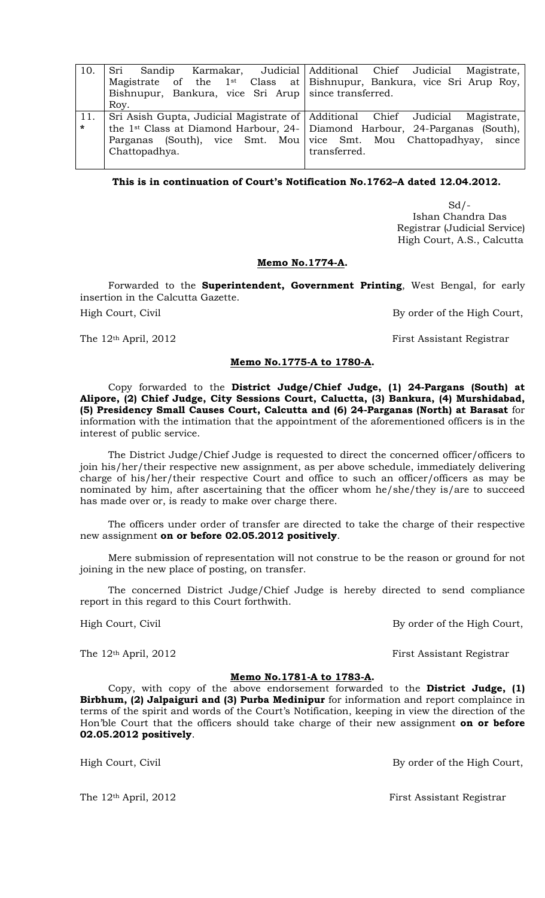| | | |
|---|---|---|
| 10. | Sri Sandip Karmakar, Judicial Magistrate of the 1st Class at Bishnupur, Bankura, vice Sri Arup Roy. | Additional Chief Judicial Magistrate, Bishnupur, Bankura, vice Sri Arup Roy, since transferred. |
| 11. * | Sri Asish Gupta, Judicial Magistrate of the 1st Class at Diamond Harbour, 24-Parganas (South), vice Smt. Mou Chattopadhya. | Additional Chief Judicial Magistrate, Diamond Harbour, 24-Parganas (South), vice Smt. Mou Chattopadhyay, since transferred. |

**This is in continuation of Court's Notification No.1762–A dated 12.04.2012.**

Sd/-
Ishan Chandra Das
Registrar (Judicial Service)
High Court, A.S., Calcutta

**Memo No.1774-A.**

Forwarded to the **Superintendent, Government Printing**, West Bengal, for early insertion in the Calcutta Gazette.

High Court, Civil

By order of the High Court,

The 12th April, 2012

First Assistant Registrar

**Memo No.1775-A to 1780-A.**

Copy forwarded to the **District Judge/Chief Judge, (1) 24-Pargans (South) at Alipore, (2) Chief Judge, City Sessions Court, Caluctta, (3) Bankura, (4) Murshidabad, (5) Presidency Small Causes Court, Calcutta and (6) 24-Parganas (North) at Barasat** for information with the intimation that the appointment of the aforementioned officers is in the interest of public service.

The District Judge/Chief Judge is requested to direct the concerned officer/officers to join his/her/their respective new assignment, as per above schedule, immediately delivering charge of his/her/their respective Court and office to such an officer/officers as may be nominated by him, after ascertaining that the officer whom he/she/they is/are to succeed has made over or, is ready to make over charge there.

The officers under order of transfer are directed to take the charge of their respective new assignment **on or before 02.05.2012 positively**.

Mere submission of representation will not construe to be the reason or ground for not joining in the new place of posting, on transfer.

The concerned District Judge/Chief Judge is hereby directed to send compliance report in this regard to this Court forthwith.

High Court, Civil

By order of the High Court,

The 12th April, 2012

First Assistant Registrar

**Memo No.1781-A to 1783-A.**

Copy, with copy of the above endorsement forwarded to the **District Judge, (1) Birbhum, (2) Jalpaiguri and (3) Purba Medinipur** for information and report complaince in terms of the spirit and words of the Court's Notification, keeping in view the direction of the Hon'ble Court that the officers should take charge of their new assignment **on or before 02.05.2012 positively**.

High Court, Civil

By order of the High Court,

The 12th April, 2012

First Assistant Registrar